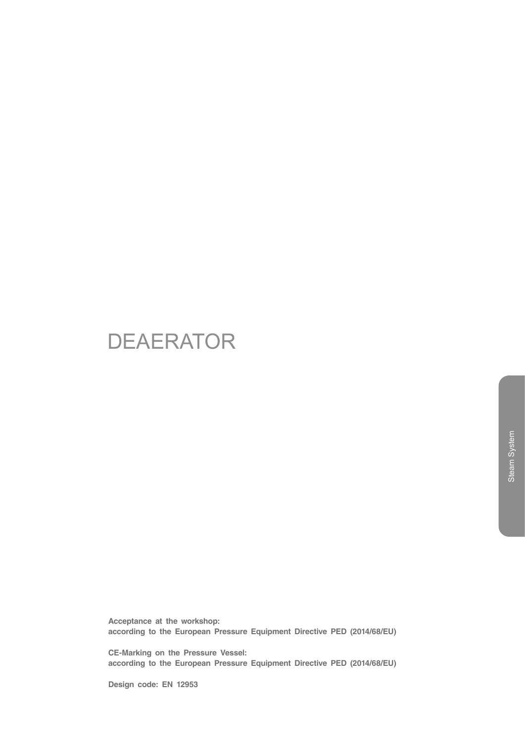# DEAERATOR

Steam System

**Acceptance at the workshop:**
**according to the European Pressure Equipment Directive PED (2014/68/EU)**

**CE-Marking on the Pressure Vessel:**
**according to the European Pressure Equipment Directive PED (2014/68/EU)**

**Design code: EN 12953**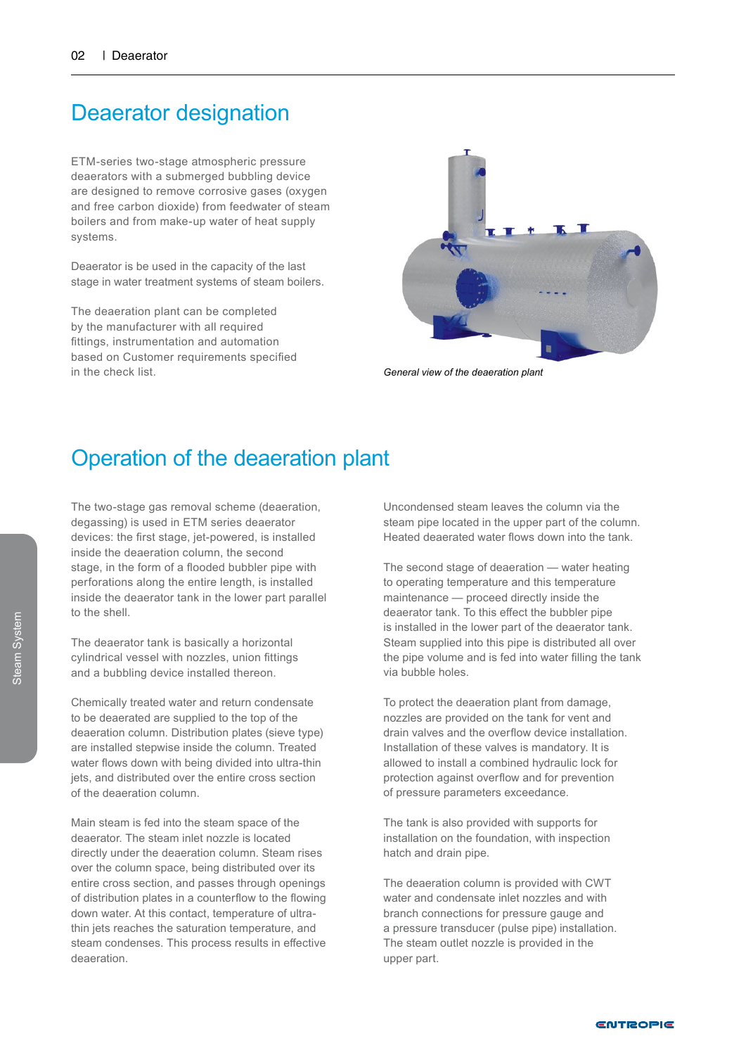# Deaerator designation

ETM-series two-stage atmospheric pressure deaerators with a submerged bubbling device are designed to remove corrosive gases (oxygen and free carbon dioxide) from feedwater of steam boilers and from make-up water of heat supply systems.

Deaerator is be used in the capacity of the last stage in water treatment systems of steam boilers.

The deaeration plant can be completed by the manufacturer with all required fittings, instrumentation and automation based on Customer requirements specified in the check list.

*General view of the deaeration plant*

# Operation of the deaeration plant

The two-stage gas removal scheme (deaeration, degassing) is used in ETM series deaerator devices: the first stage, jet-powered, is installed inside the deaeration column, the second stage, in the form of a flooded bubbler pipe with perforations along the entire length, is installed inside the deaerator tank in the lower part parallel to the shell.

The deaerator tank is basically a horizontal cylindrical vessel with nozzles, union fittings and a bubbling device installed thereon.

Chemically treated water and return condensate to be deaerated are supplied to the top of the deaeration column. Distribution plates (sieve type) are installed stepwise inside the column. Treated water flows down with being divided into ultra-thin jets, and distributed over the entire cross section of the deaeration column.

Main steam is fed into the steam space of the deaerator. The steam inlet nozzle is located directly under the deaeration column. Steam rises over the column space, being distributed over its entire cross section, and passes through openings of distribution plates in a counterflow to the flowing down water. At this contact, temperature of ultra-thin jets reaches the saturation temperature, and steam condenses. This process results in effective deaeration.

Uncondensed steam leaves the column via the steam pipe located in the upper part of the column. Heated deaerated water flows down into the tank.

The second stage of deaeration — water heating to operating temperature and this temperature maintenance — proceed directly inside the deaerator tank. To this effect the bubbler pipe is installed in the lower part of the deaerator tank. Steam supplied into this pipe is distributed all over the pipe volume and is fed into water filling the tank via bubble holes.

To protect the deaeration plant from damage, nozzles are provided on the tank for vent and drain valves and the overflow device installation. Installation of these valves is mandatory. It is allowed to install a combined hydraulic lock for protection against overflow and for prevention of pressure parameters exceedance.

The tank is also provided with supports for installation on the foundation, with inspection hatch and drain pipe.

The deaeration column is provided with CWT water and condensate inlet nozzles and with branch connections for pressure gauge and a pressure transducer (pulse pipe) installation. The steam outlet nozzle is provided in the upper part.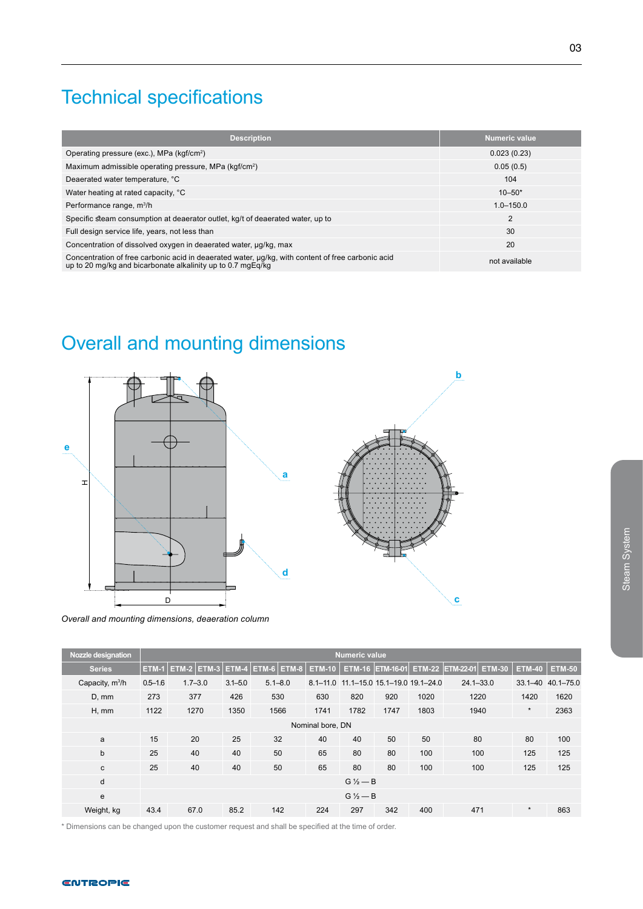# Technical specifications

| Description | Numeric value |
|---|---|
| Operating pressure (exc.), MPa (kgf/cm²) | 0.023 (0.23) |
| Maximum admissible operating pressure, MPa (kgf/cm²) | 0.05 (0.5) |
| Deaerated water temperature, °C | 104 |
| Water heating at rated capacity, °C | 10–50* |
| Performance range, m³/h | 1.0–150.0 |
| Specific steam consumption at deaerator outlet, kg/t of deaerated water, up to | 2 |
| Full design service life, years, not less than | 30 |
| Concentration of dissolved oxygen in deaerated water, µg/kg, max | 20 |
| Concentration of free carbonic acid in deaerated water, µg/kg, with content of free carbonic acid up to 20 mg/kg and bicarbonate alkalinity up to 0.7 mgEq/kg | not available |

# Overall and mounting dimensions

*Overall and mounting dimensions, deaeration column*

| Nozzle designation | Numeric value | | | | | | | | | | | | | |
|---|---|---|---|---|---|---|---|---|---|---|---|---|---|---|
| Series | ETM-1 | ETM-2 | ETM-3 | ETM-4 | ETM-6 | ETM-8 | ETM-10 | ETM-16 | ETM-16-01 | ETM-22 | ETM-22-01 | ETM-30 | ETM-40 | ETM-50 |
| Capacity, m³/h | 0.5–1.6 | 1.7–3.0 | | 3.1–5.0 | 5.1–8.0 | | 8.1–11.0 | 11.1–15.0 | 15.1–19.0 | 19.1–24.0 | 24.1–33.0 | | 33.1–40 | 40.1–75.0 |
| D, mm | 273 | 377 | | 426 | 530 | | 630 | 820 | 920 | 1020 | 1220 | | 1420 | 1620 |
| H, mm | 1122 | 1270 | | 1350 | 1566 | | 1741 | 1782 | 1747 | 1803 | 1940 | | * | 2363 |
| | Nominal bore, DN | | | | | | | | | | | | | |
| a | 15 | 20 | | 25 | 32 | | 40 | 40 | 50 | 50 | 80 | | 80 | 100 |
| b | 25 | 40 | | 40 | 50 | | 65 | 80 | 80 | 100 | 100 | | 125 | 125 |
| c | 25 | 40 | | 40 | 50 | | 65 | 80 | 80 | 100 | 100 | | 125 | 125 |
| d | G ½ — B | | | | | | | | | | | | | |
| e | G ½ — B | | | | | | | | | | | | | |
| Weight, kg | 43.4 | 67.0 | | 85.2 | 142 | | 224 | 297 | 342 | 400 | 471 | | * | 863 |

* Dimensions can be changed upon the customer request and shall be specified at the time of order.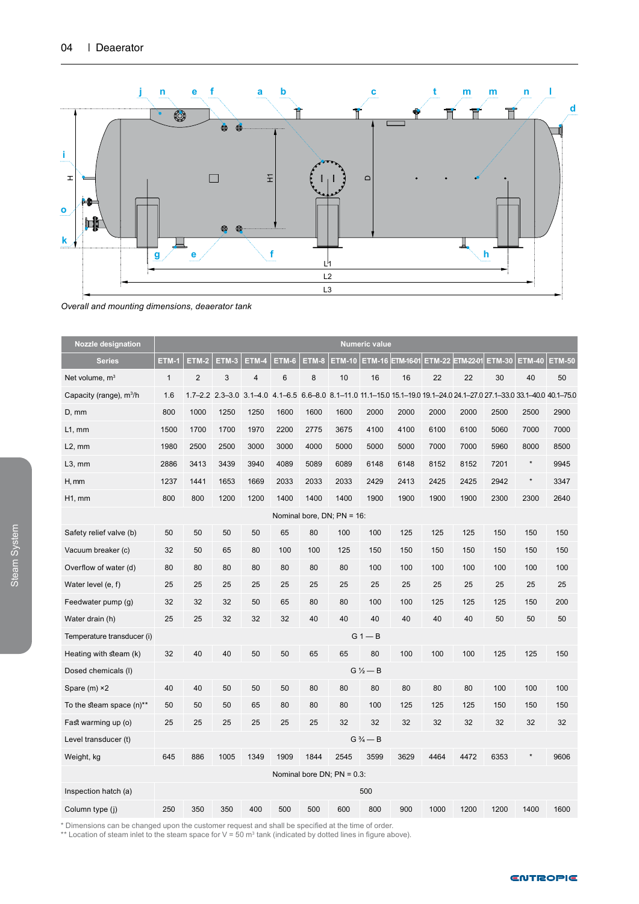Overall and mounting dimensions, deaerator tank

| Nozzle designation | Numeric value | | | | | | | | | | | | | |
|---|---|---|---|---|---|---|---|---|---|---|---|---|---|---|
| Series | ETM-1 | ETM-2 | ETM-3 | ETM-4 | ETM-6 | ETM-8 | ETM-10 | ETM-16 | ETM-16-01 | ETM-22 | ETM-22-01 | ETM-30 | ETM-40 | ETM-50 |
| Net volume, m³ | 1 | 2 | 3 | 4 | 6 | 8 | 10 | 16 | 16 | 22 | 22 | 30 | 40 | 50 |
| Capacity (range), m³/h | 1.6 | 1.7–2.2 | 2.3–3.0 | 3.1–4.0 | 4.1–6.5 | 6.6–8.0 | 8.1–11.0 | 11.1–15.0 | 15.1–19.0 | 19.1–24.0 | 24.1–27.0 | 27.1–33.0 | 33.1–40.0 | 40.1–75.0 |
| D, mm | 800 | 1000 | 1250 | 1250 | 1600 | 1600 | 1600 | 2000 | 2000 | 2000 | 2000 | 2500 | 2500 | 2900 |
| L1, mm | 1500 | 1700 | 1700 | 1970 | 2200 | 2775 | 3675 | 4100 | 4100 | 6100 | 6100 | 5060 | 7000 | 7000 |
| L2, mm | 1980 | 2500 | 2500 | 3000 | 3000 | 4000 | 5000 | 5000 | 5000 | 7000 | 7000 | 5960 | 8000 | 8500 |
| L3, mm | 2886 | 3413 | 3439 | 3940 | 4089 | 5089 | 6089 | 6148 | 6148 | 8152 | 8152 | 7201 | * | 9945 |
| H, mm | 1237 | 1441 | 1653 | 1669 | 2033 | 2033 | 2033 | 2429 | 2413 | 2425 | 2425 | 2942 | * | 3347 |
| H1, mm | 800 | 800 | 1200 | 1200 | 1400 | 1400 | 1400 | 1900 | 1900 | 1900 | 1900 | 2300 | 2300 | 2640 |
| Nominal bore, DN; PN = 16: | | | | | | | | | | | | | | |
| Safety relief valve (b) | 50 | 50 | 50 | 50 | 65 | 80 | 100 | 100 | 125 | 125 | 125 | 150 | 150 | 150 |
| Vacuum breaker (c) | 32 | 50 | 65 | 80 | 100 | 100 | 125 | 150 | 150 | 150 | 150 | 150 | 150 | 150 |
| Overflow of water (d) | 80 | 80 | 80 | 80 | 80 | 80 | 80 | 100 | 100 | 100 | 100 | 100 | 100 | 100 |
| Water level (e, f) | 25 | 25 | 25 | 25 | 25 | 25 | 25 | 25 | 25 | 25 | 25 | 25 | 25 | 25 |
| Feedwater pump (g) | 32 | 32 | 32 | 50 | 65 | 80 | 80 | 100 | 100 | 125 | 125 | 125 | 150 | 200 |
| Water drain (h) | 25 | 25 | 32 | 32 | 32 | 40 | 40 | 40 | 40 | 40 | 40 | 50 | 50 | 50 |
| Temperature transducer (i) | G 1 — B | | | | | | | | | | | | | |
| Heating with steam (k) | 32 | 40 | 40 | 50 | 50 | 65 | 65 | 80 | 100 | 100 | 100 | 125 | 125 | 150 |
| Dosed chemicals (l) | G ½ — B | | | | | | | | | | | | | |
| Spare (m) ×2 | 40 | 40 | 50 | 50 | 50 | 80 | 80 | 80 | 80 | 80 | 80 | 100 | 100 | 100 |
| To the steam space (n)** | 50 | 50 | 50 | 65 | 80 | 80 | 80 | 100 | 125 | 125 | 125 | 150 | 150 | 150 |
| Fast warming up (o) | 25 | 25 | 25 | 25 | 25 | 25 | 32 | 32 | 32 | 32 | 32 | 32 | 32 | 32 |
| Level transducer (t) | G ¾ — B | | | | | | | | | | | | | |
| Weight, kg | 645 | 886 | 1005 | 1349 | 1909 | 1844 | 2545 | 3599 | 3629 | 4464 | 4472 | 6353 | * | 9606 |
| Nominal bore DN; PN = 0.3: | | | | | | | | | | | | | | |
| Inspection hatch (a) | 500 | | | | | | | | | | | | | |
| Column type (j) | 250 | 350 | 350 | 400 | 500 | 500 | 600 | 800 | 900 | 1000 | 1200 | 1200 | 1400 | 1600 |

\* Dimensions can be changed upon the customer request and shall be specified at the time of order.
\** Location of steam inlet to the steam space for V = 50 m³ tank (indicated by dotted lines in figure above).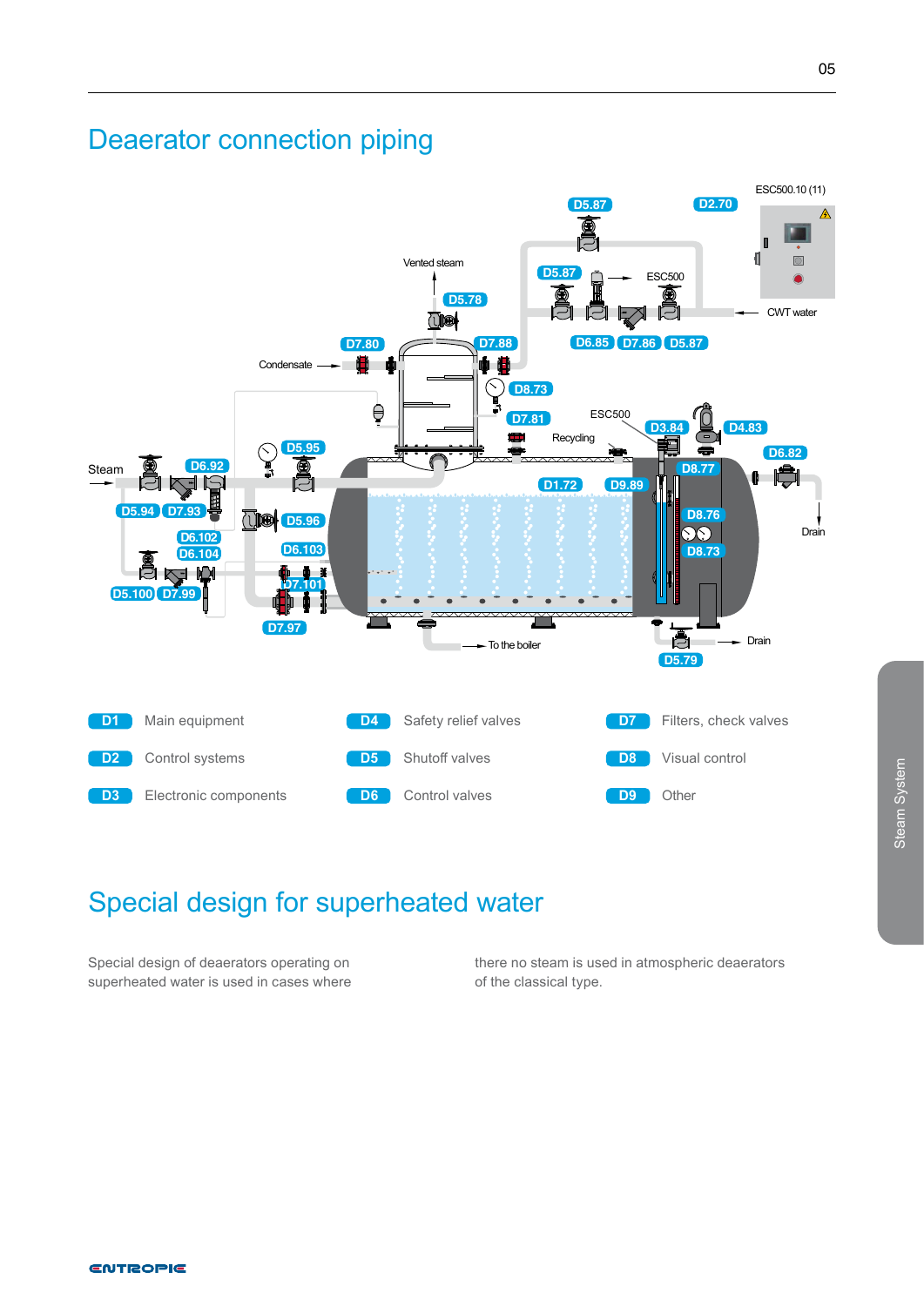# Deaerator connection piping

| | | | | | |
|---|---|---|---|---|---|
| D1 | Main equipment | D4 | Safety relief valves | D7 | Filters, check valves |
| D2 | Control systems | D5 | Shutoff valves | D8 | Visual control |
| D3 | Electronic components | D6 | Control valves | D9 | Other |

# Special design for superheated water

Special design of deaerators operating on superheated water is used in cases where there no steam is used in atmospheric deaerators of the classical type.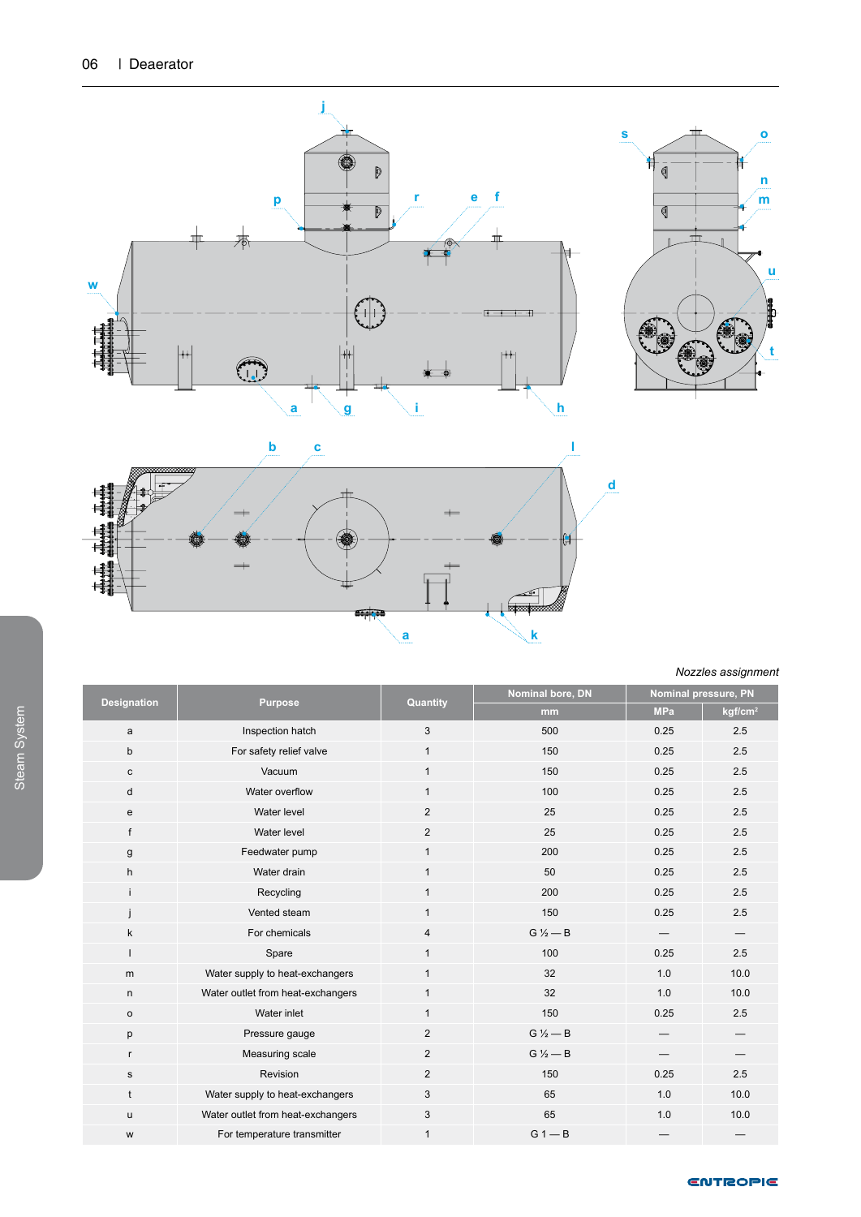*Nozzles assignment*

| Designation | Purpose | Quantity | Nominal bore, DN | Nominal pressure, PN | |
|---|---|---|---|---|---|
| | | | mm | MPa | kgf/cm² |
| a | Inspection hatch | 3 | 500 | 0.25 | 2.5 |
| b | For safety relief valve | 1 | 150 | 0.25 | 2.5 |
| c | Vacuum | 1 | 150 | 0.25 | 2.5 |
| d | Water overflow | 1 | 100 | 0.25 | 2.5 |
| e | Water level | 2 | 25 | 0.25 | 2.5 |
| f | Water level | 2 | 25 | 0.25 | 2.5 |
| g | Feedwater pump | 1 | 200 | 0.25 | 2.5 |
| h | Water drain | 1 | 50 | 0.25 | 2.5 |
| i | Recycling | 1 | 200 | 0.25 | 2.5 |
| j | Vented steam | 1 | 150 | 0.25 | 2.5 |
| k | For chemicals | 4 | G ½ — B | — | — |
| l | Spare | 1 | 100 | 0.25 | 2.5 |
| m | Water supply to heat-exchangers | 1 | 32 | 1.0 | 10.0 |
| n | Water outlet from heat-exchangers | 1 | 32 | 1.0 | 10.0 |
| o | Water inlet | 1 | 150 | 0.25 | 2.5 |
| p | Pressure gauge | 2 | G ½ — B | — | — |
| r | Measuring scale | 2 | G ½ — B | — | — |
| s | Revision | 2 | 150 | 0.25 | 2.5 |
| t | Water supply to heat-exchangers | 3 | 65 | 1.0 | 10.0 |
| u | Water outlet from heat-exchangers | 3 | 65 | 1.0 | 10.0 |
| w | For temperature transmitter | 1 | G 1 — B | — | — |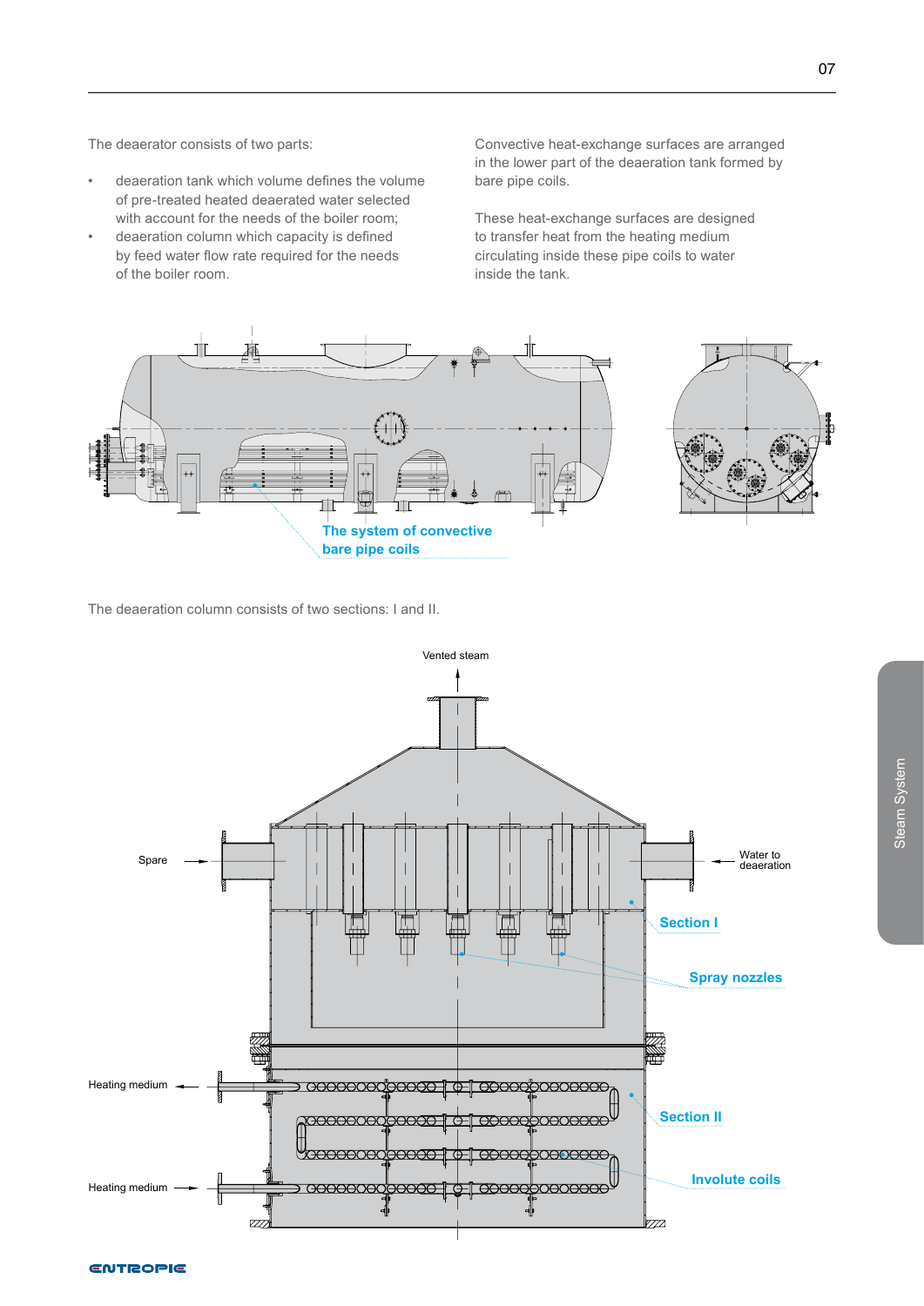The deaerator consists of two parts:

- deaeration tank which volume defines the volume of pre-treated heated deaerated water selected with account for the needs of the boiler room;
- deaeration column which capacity is defined by feed water flow rate required for the needs of the boiler room.

Convective heat-exchange surfaces are arranged in the lower part of the deaeration tank formed by bare pipe coils.

These heat-exchange surfaces are designed to transfer heat from the heating medium circulating inside these pipe coils to water inside the tank.

The system of convective bare pipe coils

The deaeration column consists of two sections: I and II.

Vented steam

Spare

Water to deaeration

Section I

Spray nozzles

Heating medium

Section II

Heating medium

Involute coils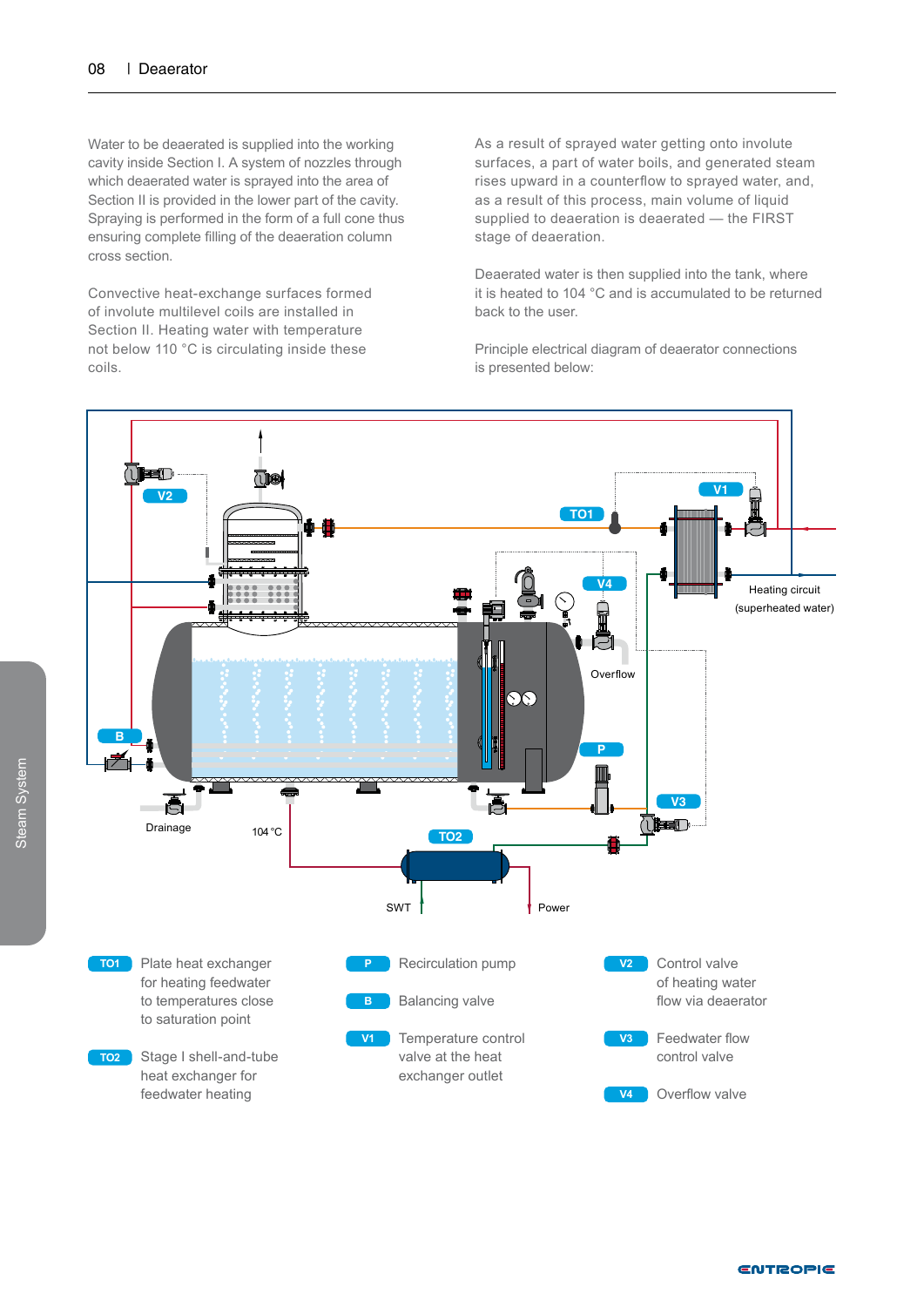Water to be deaerated is supplied into the working cavity inside Section I. A system of nozzles through which deaerated water is sprayed into the area of Section II is provided in the lower part of the cavity. Spraying is performed in the form of a full cone thus ensuring complete filling of the deaeration column cross section.

Convective heat-exchange surfaces formed of involute multilevel coils are installed in Section II. Heating water with temperature not below 110 °C is circulating inside these coils.

As a result of sprayed water getting onto involute surfaces, a part of water boils, and generated steam rises upward in a counterflow to sprayed water, and, as a result of this process, main volume of liquid supplied to deaeration is deaerated — the FIRST stage of deaeration.

Deaerated water is then supplied into the tank, where it is heated to 104 °C and is accumulated to be returned back to the user.

Principle electrical diagram of deaerator connections is presented below:

V2 | TO1 | V1 | V4 | Heating circuit (superheated water) | Overflow | B | P | V3 | Drainage | 104 °C | TO2 | SWT | Power

- **TO1** Plate heat exchanger for heating feedwater to temperatures close to saturation point
- **TO2** Stage I shell-and-tube heat exchanger for feedwater heating
- **P** Recirculation pump
- **B** Balancing valve
- **V1** Temperature control valve at the heat exchanger outlet
- **V2** Control valve of heating water flow via deaerator
- **V3** Feedwater flow control valve
- **V4** Overflow valve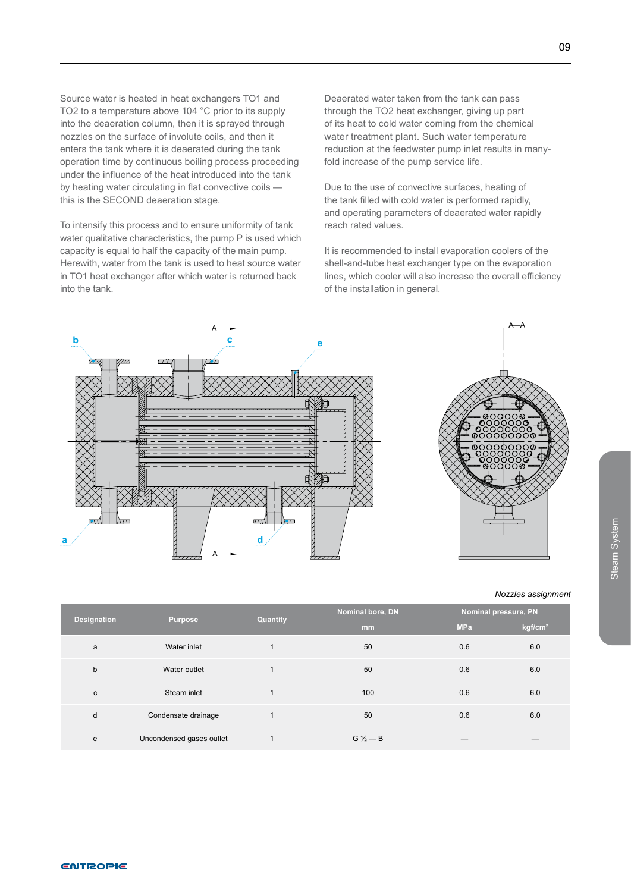Source water is heated in heat exchangers TO1 and TO2 to a temperature above 104 °C prior to its supply into the deaeration column, then it is sprayed through nozzles on the surface of involute coils, and then it enters the tank where it is deaerated during the tank operation time by continuous boiling process proceeding under the influence of the heat introduced into the tank by heating water circulating in flat convective coils — this is the SECOND deaeration stage.

To intensify this process and to ensure uniformity of tank water qualitative characteristics, the pump P is used which capacity is equal to half the capacity of the main pump. Herewith, water from the tank is used to heat source water in TO1 heat exchanger after which water is returned back into the tank.

Deaerated water taken from the tank can pass through the TO2 heat exchanger, giving up part of its heat to cold water coming from the chemical water treatment plant. Such water temperature reduction at the feedwater pump inlet results in many-fold increase of the pump service life.

Due to the use of convective surfaces, heating of the tank filled with cold water is performed rapidly, and operating parameters of deaerated water rapidly reach rated values.

It is recommended to install evaporation coolers of the shell-and-tube heat exchanger type on the evaporation lines, which cooler will also increase the overall efficiency of the installation in general.

*Nozzles assignment*

| Designation | Purpose | Quantity | Nominal bore, DN | Nominal pressure, PN | |
|---|---|---|---|---|---|
| | | | mm | MPa | kgf/cm² |
| a | Water inlet | 1 | 50 | 0.6 | 6.0 |
| b | Water outlet | 1 | 50 | 0.6 | 6.0 |
| c | Steam inlet | 1 | 100 | 0.6 | 6.0 |
| d | Condensate drainage | 1 | 50 | 0.6 | 6.0 |
| e | Uncondensed gases outlet | 1 | G ½ — B | — | — |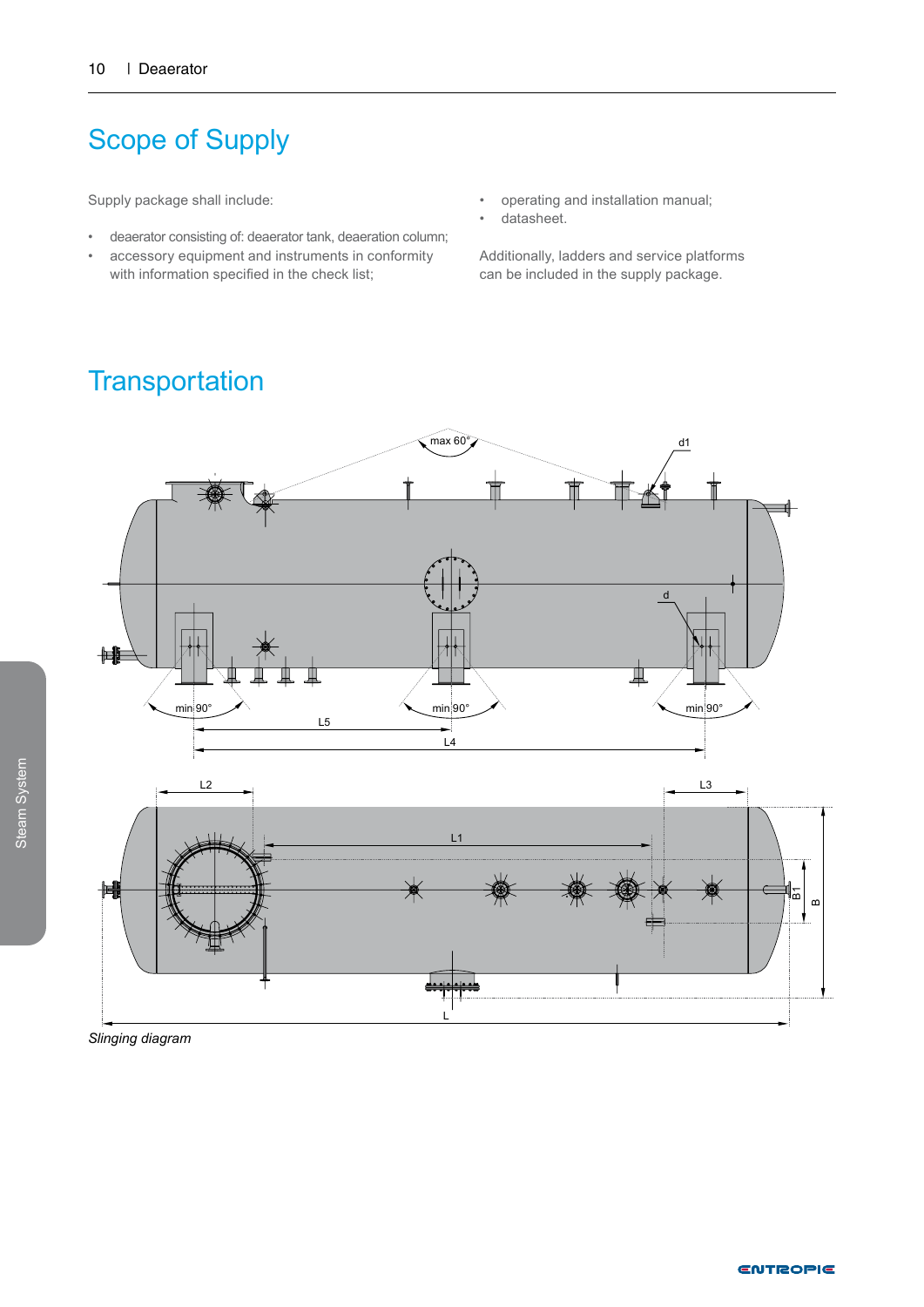# Scope of Supply

Supply package shall include:

- deaerator consisting of: deaerator tank, deaeration column;
- accessory equipment and instruments in conformity with information specified in the check list;
- operating and installation manual;
- datasheet.

Additionally, ladders and service platforms can be included in the supply package.

# Transportation

*Slinging diagram*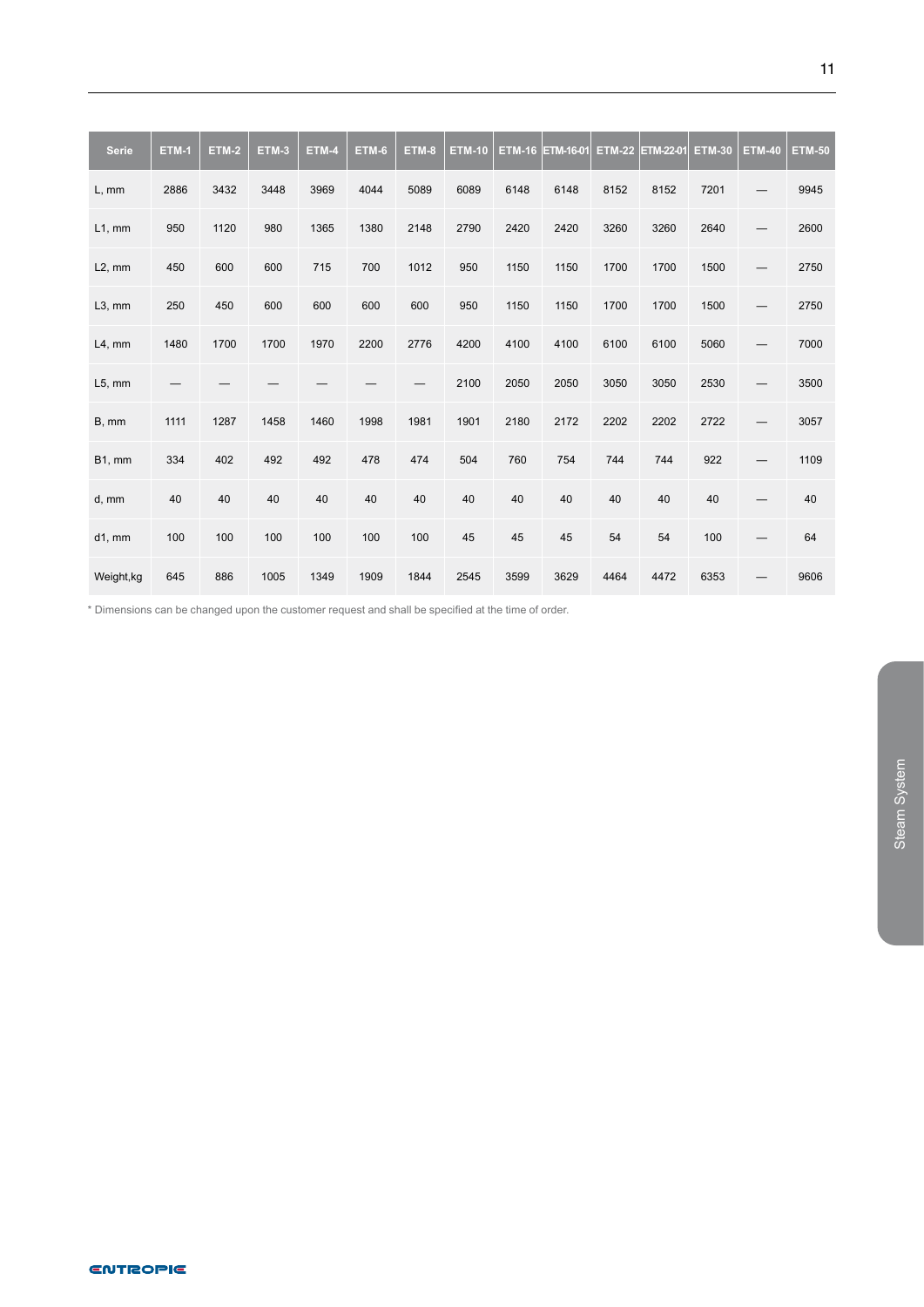| Serie | ETM-1 | ETM-2 | ETM-3 | ETM-4 | ETM-6 | ETM-8 | ETM-10 | ETM-16 | ETM-16-01 | ETM-22 | ETM-22-01 | ETM-30 | ETM-40 | ETM-50 |
|---|---|---|---|---|---|---|---|---|---|---|---|---|---|---|
| L, mm | 2886 | 3432 | 3448 | 3969 | 4044 | 5089 | 6089 | 6148 | 6148 | 8152 | 8152 | 7201 | — | 9945 |
| L1, mm | 950 | 1120 | 980 | 1365 | 1380 | 2148 | 2790 | 2420 | 2420 | 3260 | 3260 | 2640 | — | 2600 |
| L2, mm | 450 | 600 | 600 | 715 | 700 | 1012 | 950 | 1150 | 1150 | 1700 | 1700 | 1500 | — | 2750 |
| L3, mm | 250 | 450 | 600 | 600 | 600 | 600 | 950 | 1150 | 1150 | 1700 | 1700 | 1500 | — | 2750 |
| L4, mm | 1480 | 1700 | 1700 | 1970 | 2200 | 2776 | 4200 | 4100 | 4100 | 6100 | 6100 | 5060 | — | 7000 |
| L5, mm | — | — | — | — | — | — | 2100 | 2050 | 2050 | 3050 | 3050 | 2530 | — | 3500 |
| B, mm | 1111 | 1287 | 1458 | 1460 | 1998 | 1981 | 1901 | 2180 | 2172 | 2202 | 2202 | 2722 | — | 3057 |
| B1, mm | 334 | 402 | 492 | 492 | 478 | 474 | 504 | 760 | 754 | 744 | 744 | 922 | — | 1109 |
| d, mm | 40 | 40 | 40 | 40 | 40 | 40 | 40 | 40 | 40 | 40 | 40 | 40 | — | 40 |
| d1, mm | 100 | 100 | 100 | 100 | 100 | 100 | 45 | 45 | 45 | 54 | 54 | 100 | — | 64 |
| Weight,kg | 645 | 886 | 1005 | 1349 | 1909 | 1844 | 2545 | 3599 | 3629 | 4464 | 4472 | 6353 | — | 9606 |

* Dimensions can be changed upon the customer request and shall be specified at the time of order.